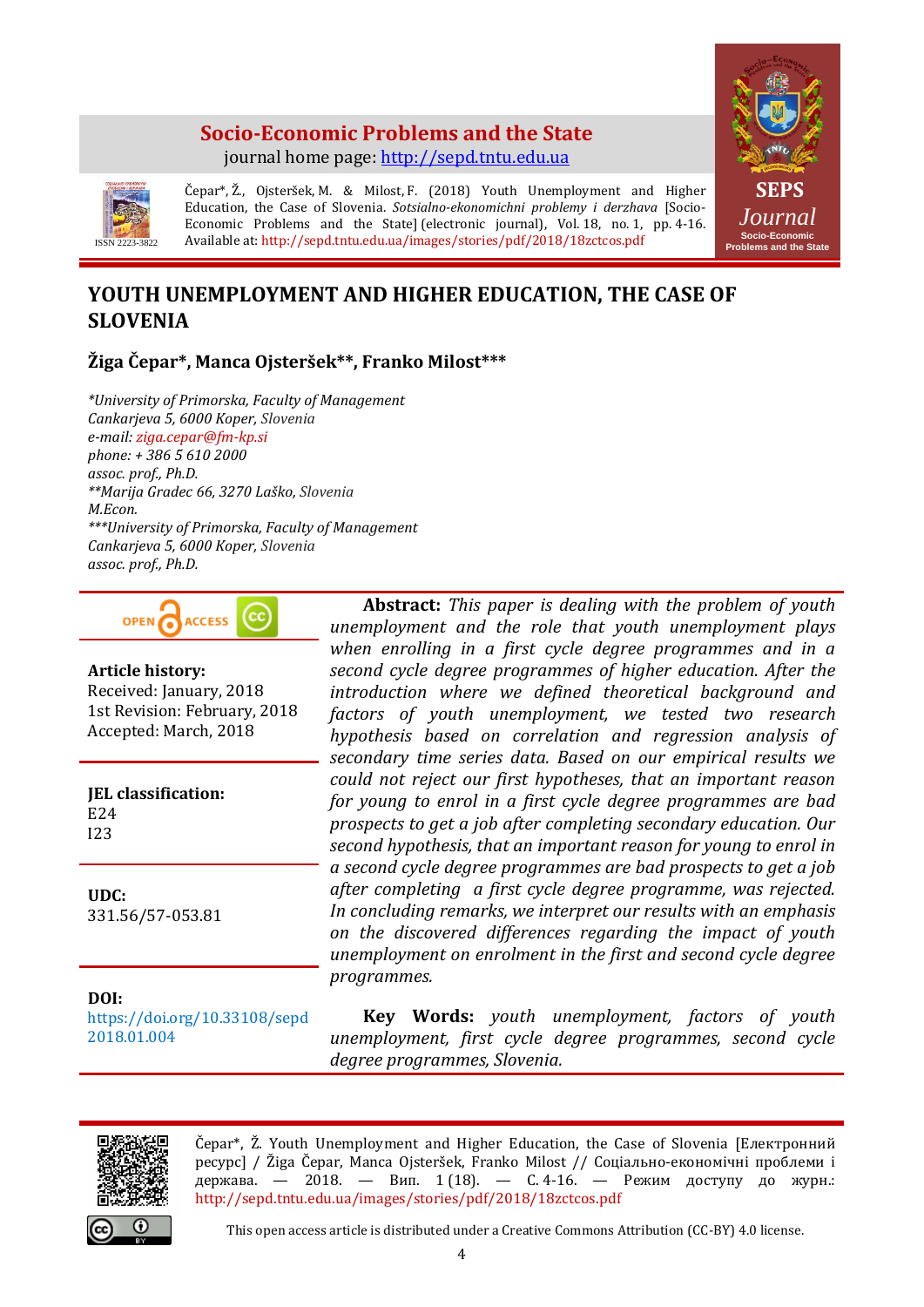**Socio-Economic Problems and the State**

journal home page: http://sepd.tntu.edu.ua

ISSN 2223-3822

Čepar*, Ž., Ojsteršek, M. & Milost, F. (2018) Youth Unemployment and Higher Education, the Case of Slovenia. *Sotsialno-ekonomichni problemy i derzhava* [Socio-Economic Problems and the State] (electronic journal), Vol. 18, no. 1, pp. 4-16. Available at: http://sepd.tntu.edu.ua/images/stories/pdf/2018/18zctcos.pdf

SEPS *Journal* Socio-Economic Problems and the State

# YOUTH UNEMPLOYMENT AND HIGHER EDUCATION, THE CASE OF SLOVENIA

**Žiga Čepar\*, Manca Ojsteršek\*\*, Franko Milost\*\*\***

*\*University of Primorska, Faculty of Management*
*Cankarjeva 5, 6000 Koper, Slovenia*
*e-mail: ziga.cepar@fm-kp.si*
*phone: + 386 5 610 2000*
*assoc. prof., Ph.D.*
*\*\*Marija Gradec 66, 3270 Laško, Slovenia*
*M.Econ.*
*\*\*\*University of Primorska, Faculty of Management*
*Cankarjeva 5, 6000 Koper, Slovenia*
*assoc. prof., Ph.D.*

OPEN ACCESS

**Article history:**
Received: January, 2018
1st Revision: February, 2018
Accepted: March, 2018

**JEL classification:**
E24
I23

**UDC:**
331.56/57-053.81

**DOI:**
https://doi.org/10.33108/sepd2018.01.004

**Abstract:** *This paper is dealing with the problem of youth unemployment and the role that youth unemployment plays when enrolling in a first cycle degree programmes and in a second cycle degree programmes of higher education. After the introduction where we defined theoretical background and factors of youth unemployment, we tested two research hypothesis based on correlation and regression analysis of secondary time series data. Based on our empirical results we could not reject our first hypotheses, that an important reason for young to enrol in a first cycle degree programmes are bad prospects to get a job after completing secondary education. Our second hypothesis, that an important reason for young to enrol in a second cycle degree programmes are bad prospects to get a job after completing a first cycle degree programme, was rejected. In concluding remarks, we interpret our results with an emphasis on the discovered differences regarding the impact of youth unemployment on enrolment in the first and second cycle degree programmes.*

**Key Words:** *youth unemployment, factors of youth unemployment, first cycle degree programmes, second cycle degree programmes, Slovenia.*

Čepar\*, Ž. Youth Unemployment and Higher Education, the Case of Slovenia [Електронний ресурс] / Žiga Čepar, Manca Ojsteršek, Franko Milost // Соціально-економічні проблеми і держава. — 2018. — Вип. 1 (18). — С. 4-16. — Режим доступу до журн.: http://sepd.tntu.edu.ua/images/stories/pdf/2018/18zctcos.pdf

This open access article is distributed under a Creative Commons Attribution (CC-BY) 4.0 license.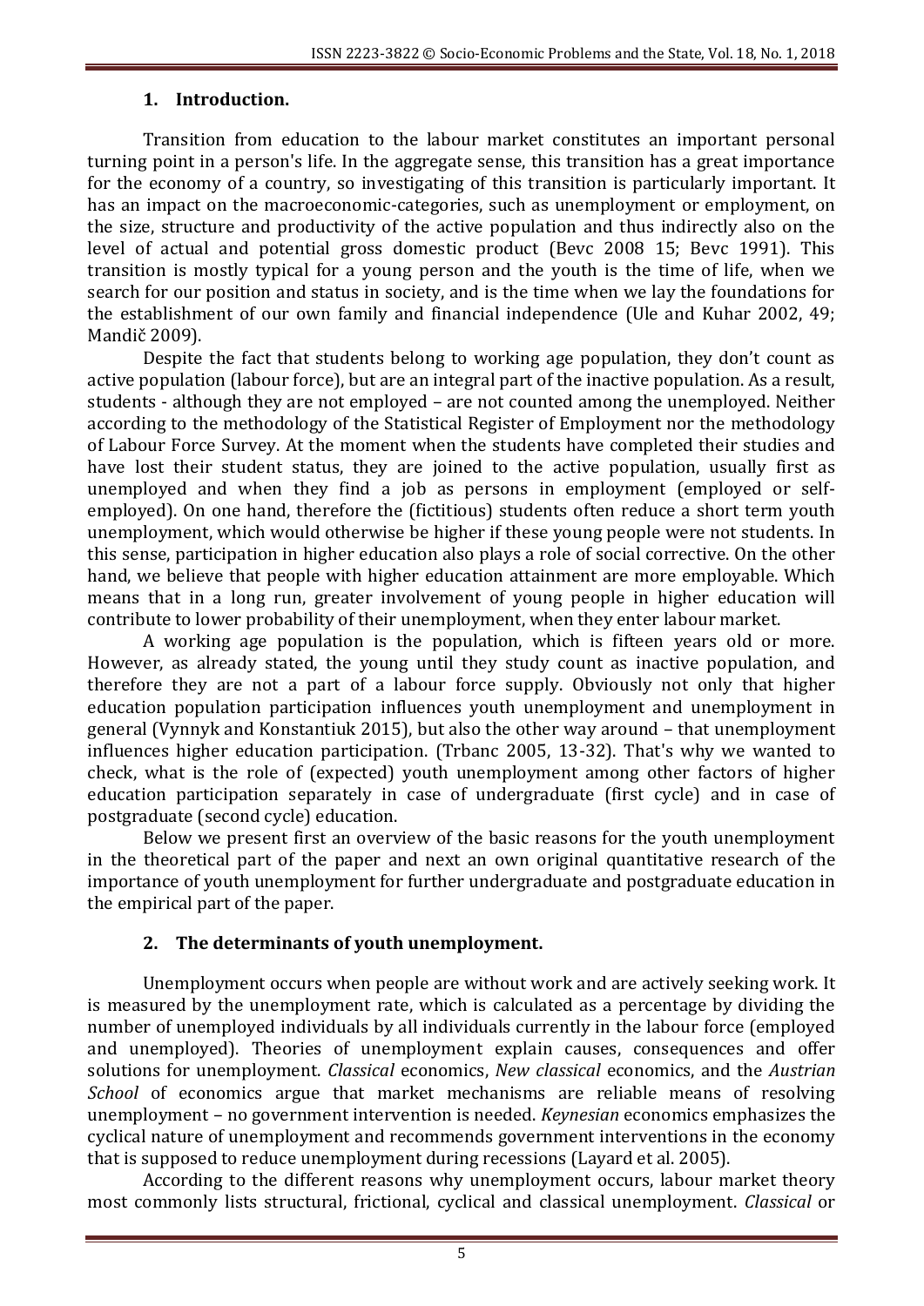## 1. Introduction.

Transition from education to the labour market constitutes an important personal turning point in a person's life. In the aggregate sense, this transition has a great importance for the economy of a country, so investigating of this transition is particularly important. It has an impact on the macroeconomic-categories, such as unemployment or employment, on the size, structure and productivity of the active population and thus indirectly also on the level of actual and potential gross domestic product (Bevc 2008 15; Bevc 1991). This transition is mostly typical for a young person and the youth is the time of life, when we search for our position and status in society, and is the time when we lay the foundations for the establishment of our own family and financial independence (Ule and Kuhar 2002, 49; Mandič 2009).

Despite the fact that students belong to working age population, they don't count as active population (labour force), but are an integral part of the inactive population. As a result, students - although they are not employed – are not counted among the unemployed. Neither according to the methodology of the Statistical Register of Employment nor the methodology of Labour Force Survey. At the moment when the students have completed their studies and have lost their student status, they are joined to the active population, usually first as unemployed and when they find a job as persons in employment (employed or self-employed). On one hand, therefore the (fictitious) students often reduce a short term youth unemployment, which would otherwise be higher if these young people were not students. In this sense, participation in higher education also plays a role of social corrective. On the other hand, we believe that people with higher education attainment are more employable. Which means that in a long run, greater involvement of young people in higher education will contribute to lower probability of their unemployment, when they enter labour market.

A working age population is the population, which is fifteen years old or more. However, as already stated, the young until they study count as inactive population, and therefore they are not a part of a labour force supply. Obviously not only that higher education population participation influences youth unemployment and unemployment in general (Vynnyk and Konstantiuk 2015), but also the other way around – that unemployment influences higher education participation. (Trbanc 2005, 13-32). That's why we wanted to check, what is the role of (expected) youth unemployment among other factors of higher education participation separately in case of undergraduate (first cycle) and in case of postgraduate (second cycle) education.

Below we present first an overview of the basic reasons for the youth unemployment in the theoretical part of the paper and next an own original quantitative research of the importance of youth unemployment for further undergraduate and postgraduate education in the empirical part of the paper.

## 2. The determinants of youth unemployment.

Unemployment occurs when people are without work and are actively seeking work. It is measured by the unemployment rate, which is calculated as a percentage by dividing the number of unemployed individuals by all individuals currently in the labour force (employed and unemployed). Theories of unemployment explain causes, consequences and offer solutions for unemployment. *Classical* economics, *New classical* economics, and the *Austrian School* of economics argue that market mechanisms are reliable means of resolving unemployment – no government intervention is needed. *Keynesian* economics emphasizes the cyclical nature of unemployment and recommends government interventions in the economy that is supposed to reduce unemployment during recessions (Layard et al. 2005).

According to the different reasons why unemployment occurs, labour market theory most commonly lists structural, frictional, cyclical and classical unemployment. *Classical* or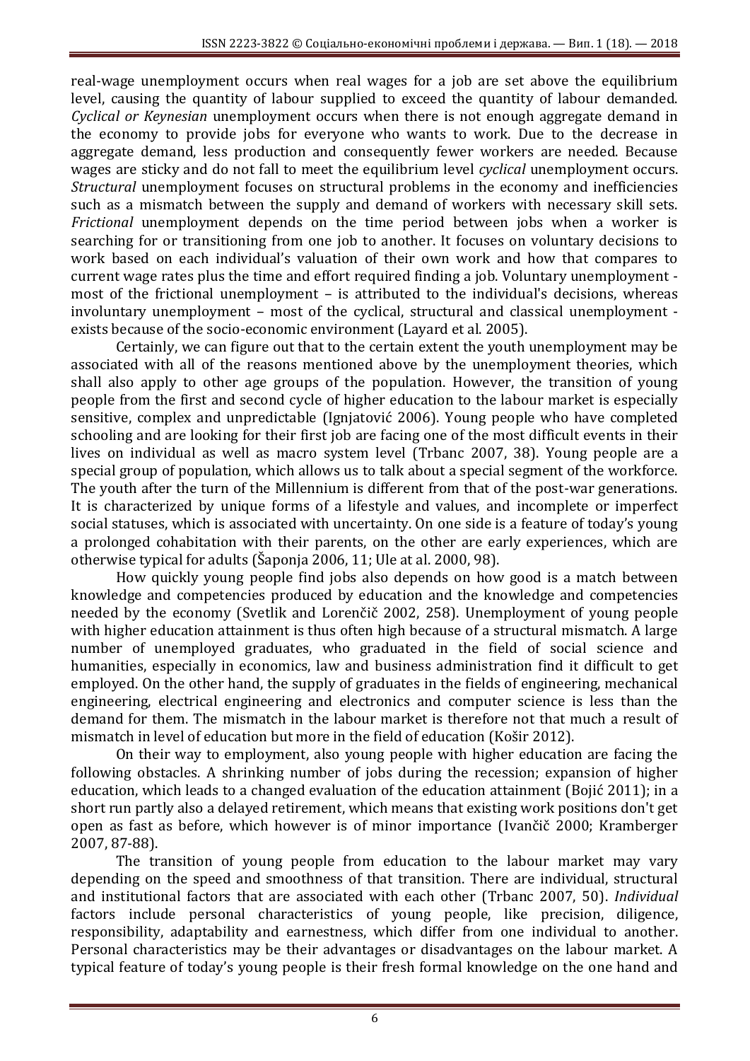real-wage unemployment occurs when real wages for a job are set above the equilibrium level, causing the quantity of labour supplied to exceed the quantity of labour demanded. *Cyclical or Keynesian* unemployment occurs when there is not enough aggregate demand in the economy to provide jobs for everyone who wants to work. Due to the decrease in aggregate demand, less production and consequently fewer workers are needed. Because wages are sticky and do not fall to meet the equilibrium level *cyclical* unemployment occurs. *Structural* unemployment focuses on structural problems in the economy and inefficiencies such as a mismatch between the supply and demand of workers with necessary skill sets. *Frictional* unemployment depends on the time period between jobs when a worker is searching for or transitioning from one job to another. It focuses on voluntary decisions to work based on each individual's valuation of their own work and how that compares to current wage rates plus the time and effort required finding a job. Voluntary unemployment - most of the frictional unemployment – is attributed to the individual's decisions, whereas involuntary unemployment – most of the cyclical, structural and classical unemployment - exists because of the socio-economic environment (Layard et al. 2005).

Certainly, we can figure out that to the certain extent the youth unemployment may be associated with all of the reasons mentioned above by the unemployment theories, which shall also apply to other age groups of the population. However, the transition of young people from the first and second cycle of higher education to the labour market is especially sensitive, complex and unpredictable (Ignjatović 2006). Young people who have completed schooling and are looking for their first job are facing one of the most difficult events in their lives on individual as well as macro system level (Trbanc 2007, 38). Young people are a special group of population, which allows us to talk about a special segment of the workforce. The youth after the turn of the Millennium is different from that of the post-war generations. It is characterized by unique forms of a lifestyle and values, and incomplete or imperfect social statuses, which is associated with uncertainty. On one side is a feature of today's young a prolonged cohabitation with their parents, on the other are early experiences, which are otherwise typical for adults (Šaponja 2006, 11; Ule at al. 2000, 98).

How quickly young people find jobs also depends on how good is a match between knowledge and competencies produced by education and the knowledge and competencies needed by the economy (Svetlik and Lorenčič 2002, 258). Unemployment of young people with higher education attainment is thus often high because of a structural mismatch. A large number of unemployed graduates, who graduated in the field of social science and humanities, especially in economics, law and business administration find it difficult to get employed. On the other hand, the supply of graduates in the fields of engineering, mechanical engineering, electrical engineering and electronics and computer science is less than the demand for them. The mismatch in the labour market is therefore not that much a result of mismatch in level of education but more in the field of education (Košir 2012).

On their way to employment, also young people with higher education are facing the following obstacles. A shrinking number of jobs during the recession; expansion of higher education, which leads to a changed evaluation of the education attainment (Bojić 2011); in a short run partly also a delayed retirement, which means that existing work positions don't get open as fast as before, which however is of minor importance (Ivančič 2000; Kramberger 2007, 87-88).

The transition of young people from education to the labour market may vary depending on the speed and smoothness of that transition. There are individual, structural and institutional factors that are associated with each other (Trbanc 2007, 50). *Individual* factors include personal characteristics of young people, like precision, diligence, responsibility, adaptability and earnestness, which differ from one individual to another. Personal characteristics may be their advantages or disadvantages on the labour market. A typical feature of today's young people is their fresh formal knowledge on the one hand and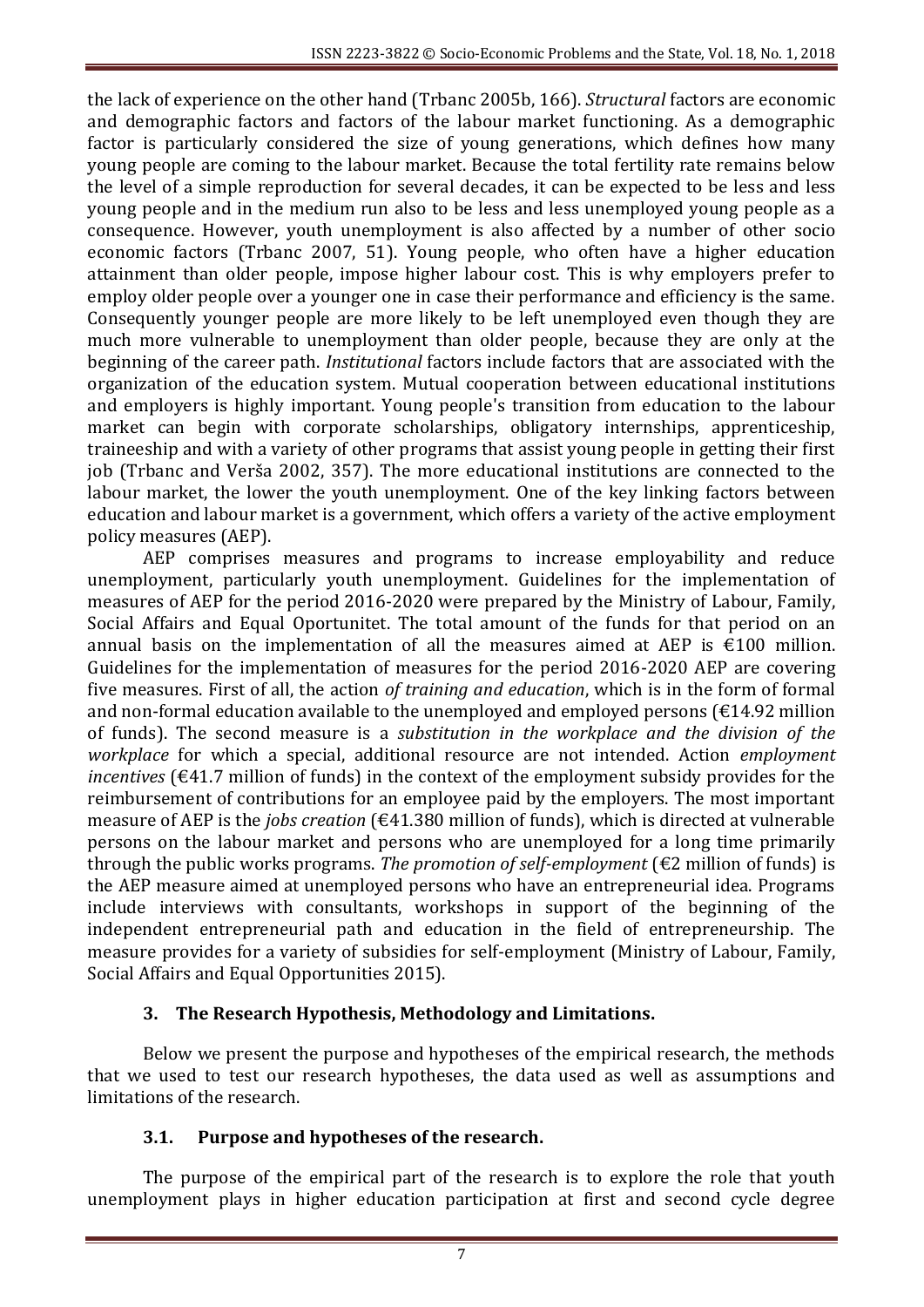the lack of experience on the other hand (Trbanc 2005b, 166). *Structural* factors are economic and demographic factors and factors of the labour market functioning. As a demographic factor is particularly considered the size of young generations, which defines how many young people are coming to the labour market. Because the total fertility rate remains below the level of a simple reproduction for several decades, it can be expected to be less and less young people and in the medium run also to be less and less unemployed young people as a consequence. However, youth unemployment is also affected by a number of other socio economic factors (Trbanc 2007, 51). Young people, who often have a higher education attainment than older people, impose higher labour cost. This is why employers prefer to employ older people over a younger one in case their performance and efficiency is the same. Consequently younger people are more likely to be left unemployed even though they are much more vulnerable to unemployment than older people, because they are only at the beginning of the career path. *Institutional* factors include factors that are associated with the organization of the education system. Mutual cooperation between educational institutions and employers is highly important. Young people's transition from education to the labour market can begin with corporate scholarships, obligatory internships, apprenticeship, traineeship and with a variety of other programs that assist young people in getting their first job (Trbanc and Verša 2002, 357). The more educational institutions are connected to the labour market, the lower the youth unemployment. One of the key linking factors between education and labour market is a government, which offers a variety of the active employment policy measures (AEP).

AEP comprises measures and programs to increase employability and reduce unemployment, particularly youth unemployment. Guidelines for the implementation of measures of AEP for the period 2016-2020 were prepared by the Ministry of Labour, Family, Social Affairs and Equal Oportunitet. The total amount of the funds for that period on an annual basis on the implementation of all the measures aimed at AEP is €100 million. Guidelines for the implementation of measures for the period 2016-2020 AEP are covering five measures. First of all, the action *of training and education*, which is in the form of formal and non-formal education available to the unemployed and employed persons (€14.92 million of funds). The second measure is a *substitution in the workplace and the division of the workplace* for which a special, additional resource are not intended. Action *employment incentives* (€41.7 million of funds) in the context of the employment subsidy provides for the reimbursement of contributions for an employee paid by the employers. The most important measure of AEP is the *jobs creation* (€41.380 million of funds), which is directed at vulnerable persons on the labour market and persons who are unemployed for a long time primarily through the public works programs. *The promotion of self-employment* (€2 million of funds) is the AEP measure aimed at unemployed persons who have an entrepreneurial idea. Programs include interviews with consultants, workshops in support of the beginning of the independent entrepreneurial path and education in the field of entrepreneurship. The measure provides for a variety of subsidies for self-employment (Ministry of Labour, Family, Social Affairs and Equal Opportunities 2015).

## 3. The Research Hypothesis, Methodology and Limitations.

Below we present the purpose and hypotheses of the empirical research, the methods that we used to test our research hypotheses, the data used as well as assumptions and limitations of the research.

### 3.1. Purpose and hypotheses of the research.

The purpose of the empirical part of the research is to explore the role that youth unemployment plays in higher education participation at first and second cycle degree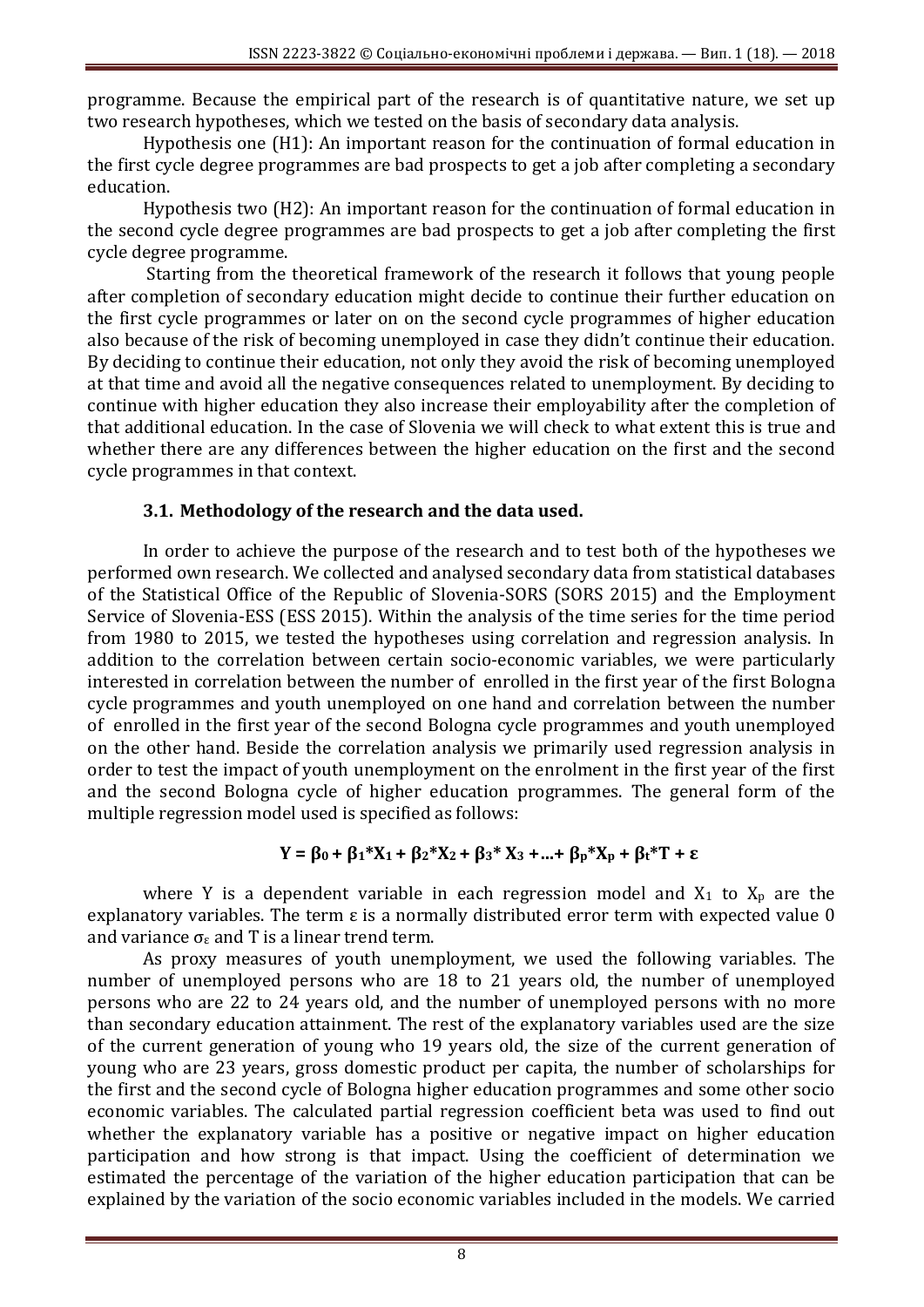programme. Because the empirical part of the research is of quantitative nature, we set up two research hypotheses, which we tested on the basis of secondary data analysis.

Hypothesis one (H1): An important reason for the continuation of formal education in the first cycle degree programmes are bad prospects to get a job after completing a secondary education.

Hypothesis two (H2): An important reason for the continuation of formal education in the second cycle degree programmes are bad prospects to get a job after completing the first cycle degree programme.

Starting from the theoretical framework of the research it follows that young people after completion of secondary education might decide to continue their further education on the first cycle programmes or later on on the second cycle programmes of higher education also because of the risk of becoming unemployed in case they didn't continue their education. By deciding to continue their education, not only they avoid the risk of becoming unemployed at that time and avoid all the negative consequences related to unemployment. By deciding to continue with higher education they also increase their employability after the completion of that additional education. In the case of Slovenia we will check to what extent this is true and whether there are any differences between the higher education on the first and the second cycle programmes in that context.

### 3.1. Methodology of the research and the data used.

In order to achieve the purpose of the research and to test both of the hypotheses we performed own research. We collected and analysed secondary data from statistical databases of the Statistical Office of the Republic of Slovenia-SORS (SORS 2015) and the Employment Service of Slovenia-ESS (ESS 2015). Within the analysis of the time series for the time period from 1980 to 2015, we tested the hypotheses using correlation and regression analysis. In addition to the correlation between certain socio-economic variables, we were particularly interested in correlation between the number of enrolled in the first year of the first Bologna cycle programmes and youth unemployed on one hand and correlation between the number of enrolled in the first year of the second Bologna cycle programmes and youth unemployed on the other hand. Beside the correlation analysis we primarily used regression analysis in order to test the impact of youth unemployment on the enrolment in the first year of the first and the second Bologna cycle of higher education programmes. The general form of the multiple regression model used is specified as follows:

$$\mathbf{Y = \beta_0 + \beta_1 * X_1 + \beta_2 * X_2 + \beta_3 * X_3 + \ldots + \beta_p * X_p + \beta_t * T + \varepsilon}$$

where Y is a dependent variable in each regression model and $X_1$ to $X_p$ are the explanatory variables. The term ε is a normally distributed error term with expected value 0 and variance $\sigma_\varepsilon$ and T is a linear trend term.

As proxy measures of youth unemployment, we used the following variables. The number of unemployed persons who are 18 to 21 years old, the number of unemployed persons who are 22 to 24 years old, and the number of unemployed persons with no more than secondary education attainment. The rest of the explanatory variables used are the size of the current generation of young who 19 years old, the size of the current generation of young who are 23 years, gross domestic product per capita, the number of scholarships for the first and the second cycle of Bologna higher education programmes and some other socio economic variables. The calculated partial regression coefficient beta was used to find out whether the explanatory variable has a positive or negative impact on higher education participation and how strong is that impact. Using the coefficient of determination we estimated the percentage of the variation of the higher education participation that can be explained by the variation of the socio economic variables included in the models. We carried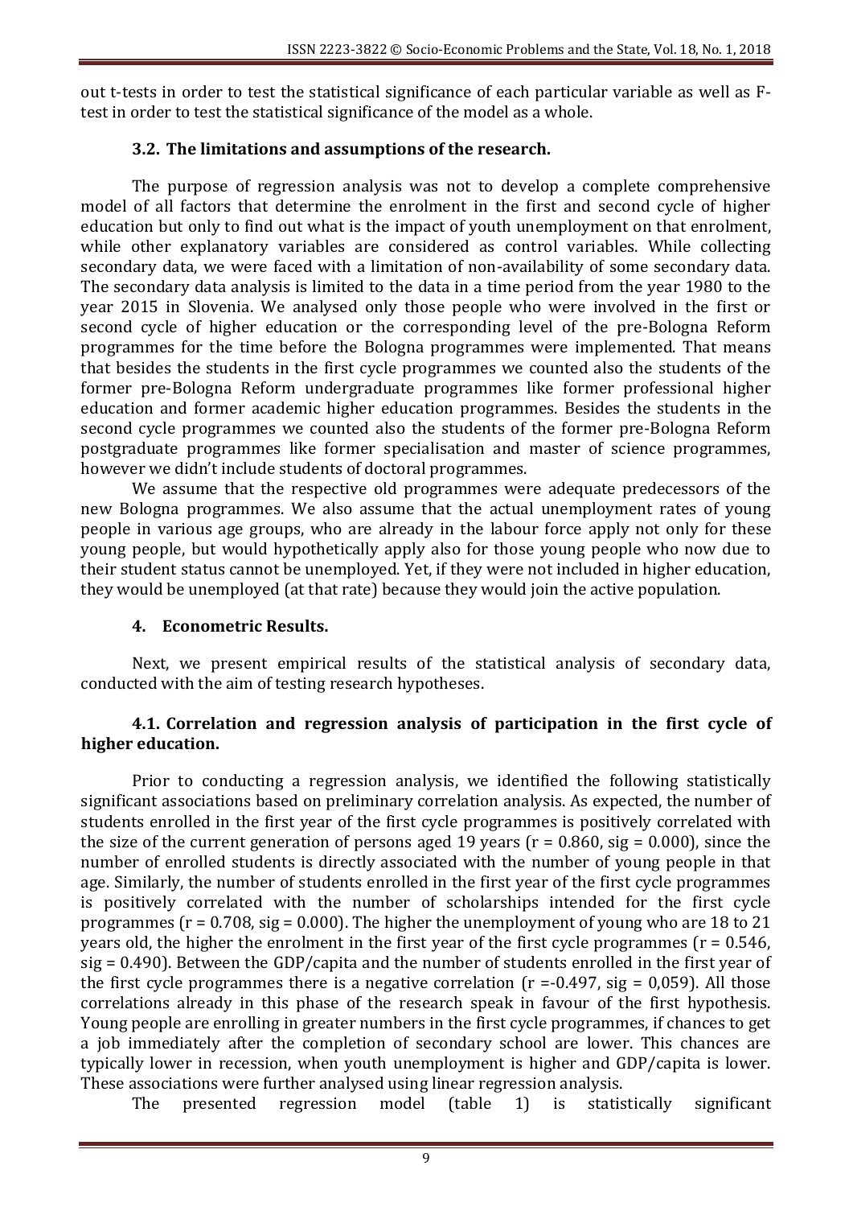out t-tests in order to test the statistical significance of each particular variable as well as F-test in order to test the statistical significance of the model as a whole.

### 3.2. The limitations and assumptions of the research.

The purpose of regression analysis was not to develop a complete comprehensive model of all factors that determine the enrolment in the first and second cycle of higher education but only to find out what is the impact of youth unemployment on that enrolment, while other explanatory variables are considered as control variables. While collecting secondary data, we were faced with a limitation of non-availability of some secondary data. The secondary data analysis is limited to the data in a time period from the year 1980 to the year 2015 in Slovenia. We analysed only those people who were involved in the first or second cycle of higher education or the corresponding level of the pre-Bologna Reform programmes for the time before the Bologna programmes were implemented. That means that besides the students in the first cycle programmes we counted also the students of the former pre-Bologna Reform undergraduate programmes like former professional higher education and former academic higher education programmes. Besides the students in the second cycle programmes we counted also the students of the former pre-Bologna Reform postgraduate programmes like former specialisation and master of science programmes, however we didn't include students of doctoral programmes.

We assume that the respective old programmes were adequate predecessors of the new Bologna programmes. We also assume that the actual unemployment rates of young people in various age groups, who are already in the labour force apply not only for these young people, but would hypothetically apply also for those young people who now due to their student status cannot be unemployed. Yet, if they were not included in higher education, they would be unemployed (at that rate) because they would join the active population.

## 4. Econometric Results.

Next, we present empirical results of the statistical analysis of secondary data, conducted with the aim of testing research hypotheses.

### 4.1. Correlation and regression analysis of participation in the first cycle of higher education.

Prior to conducting a regression analysis, we identified the following statistically significant associations based on preliminary correlation analysis. As expected, the number of students enrolled in the first year of the first cycle programmes is positively correlated with the size of the current generation of persons aged 19 years ($r = 0.860$, sig = 0.000), since the number of enrolled students is directly associated with the number of young people in that age. Similarly, the number of students enrolled in the first year of the first cycle programmes is positively correlated with the number of scholarships intended for the first cycle programmes ($r = 0.708$, sig = 0.000). The higher the unemployment of young who are 18 to 21 years old, the higher the enrolment in the first year of the first cycle programmes ($r = 0.546$, sig = 0.490). Between the GDP/capita and the number of students enrolled in the first year of the first cycle programmes there is a negative correlation ($r = -0.497$, sig = 0,059). All those correlations already in this phase of the research speak in favour of the first hypothesis. Young people are enrolling in greater numbers in the first cycle programmes, if chances to get a job immediately after the completion of secondary school are lower. This chances are typically lower in recession, when youth unemployment is higher and GDP/capita is lower. These associations were further analysed using linear regression analysis.

The presented regression model (table 1) is statistically significant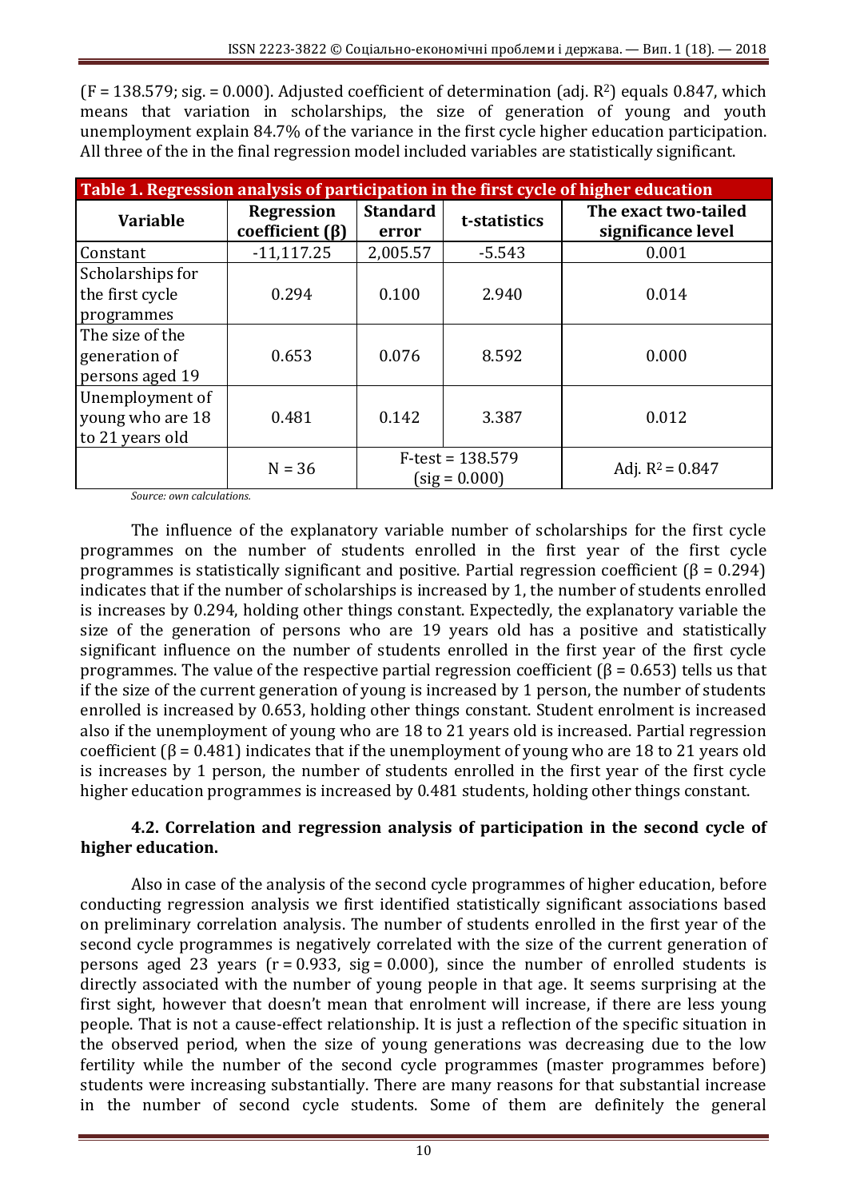(F = 138.579; sig. = 0.000). Adjusted coefficient of determination (adj. $R^2$) equals 0.847, which means that variation in scholarships, the size of generation of young and youth unemployment explain 84.7% of the variance in the first cycle higher education participation. All three of the in the final regression model included variables are statistically significant.

**Table 1. Regression analysis of participation in the first cycle of higher education**

| Variable | Regression coefficient (β) | Standard error | t-statistics | The exact two-tailed significance level |
|---|---|---|---|---|
| Constant | -11,117.25 | 2,005.57 | -5.543 | 0.001 |
| Scholarships for the first cycle programmes | 0.294 | 0.100 | 2.940 | 0.014 |
| The size of the generation of persons aged 19 | 0.653 | 0.076 | 8.592 | 0.000 |
| Unemployment of young who are 18 to 21 years old | 0.481 | 0.142 | 3.387 | 0.012 |
| | N = 36 | F-test = 138.579 (sig = 0.000) | | Adj. $R^2$ = 0.847 |

*Source: own calculations.*

The influence of the explanatory variable number of scholarships for the first cycle programmes on the number of students enrolled in the first year of the first cycle programmes is statistically significant and positive. Partial regression coefficient (β = 0.294) indicates that if the number of scholarships is increased by 1, the number of students enrolled is increases by 0.294, holding other things constant. Expectedly, the explanatory variable the size of the generation of persons who are 19 years old has a positive and statistically significant influence on the number of students enrolled in the first year of the first cycle programmes. The value of the respective partial regression coefficient (β = 0.653) tells us that if the size of the current generation of young is increased by 1 person, the number of students enrolled is increased by 0.653, holding other things constant. Student enrolment is increased also if the unemployment of young who are 18 to 21 years old is increased. Partial regression coefficient (β = 0.481) indicates that if the unemployment of young who are 18 to 21 years old is increases by 1 person, the number of students enrolled in the first year of the first cycle higher education programmes is increased by 0.481 students, holding other things constant.

### 4.2. Correlation and regression analysis of participation in the second cycle of higher education.

Also in case of the analysis of the second cycle programmes of higher education, before conducting regression analysis we first identified statistically significant associations based on preliminary correlation analysis. The number of students enrolled in the first year of the second cycle programmes is negatively correlated with the size of the current generation of persons aged 23 years (r = 0.933, sig = 0.000), since the number of enrolled students is directly associated with the number of young people in that age. It seems surprising at the first sight, however that doesn't mean that enrolment will increase, if there are less young people. That is not a cause-effect relationship. It is just a reflection of the specific situation in the observed period, when the size of young generations was decreasing due to the low fertility while the number of the second cycle programmes (master programmes before) students were increasing substantially. There are many reasons for that substantial increase in the number of second cycle students. Some of them are definitely the general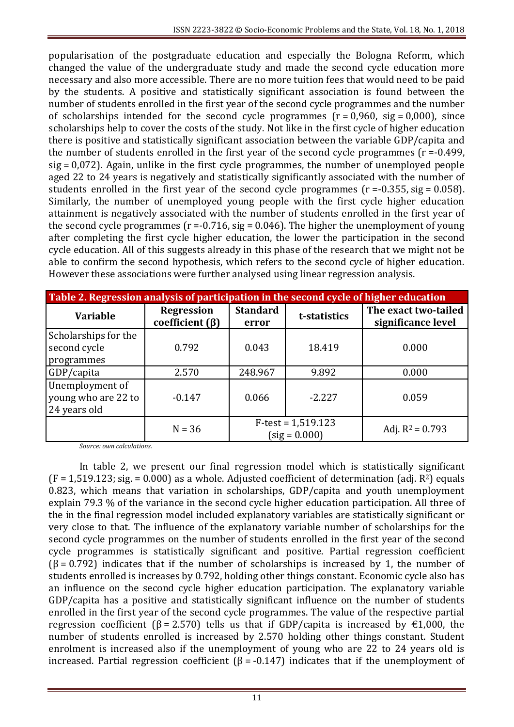popularisation of the postgraduate education and especially the Bologna Reform, which changed the value of the undergraduate study and made the second cycle education more necessary and also more accessible. There are no more tuition fees that would need to be paid by the students. A positive and statistically significant association is found between the number of students enrolled in the first year of the second cycle programmes and the number of scholarships intended for the second cycle programmes ($r = 0{,}960$, $sig = 0{,}000$), since scholarships help to cover the costs of the study. Not like in the first cycle of higher education there is positive and statistically significant association between the variable GDP/capita and the number of students enrolled in the first year of the second cycle programmes ($r = -0.499$, $sig = 0{,}072$). Again, unlike in the first cycle programmes, the number of unemployed people aged 22 to 24 years is negatively and statistically significantly associated with the number of students enrolled in the first year of the second cycle programmes ($r = -0.355$, $sig = 0.058$). Similarly, the number of unemployed young people with the first cycle higher education attainment is negatively associated with the number of students enrolled in the first year of the second cycle programmes ($r = -0.716$, $sig = 0.046$). The higher the unemployment of young after completing the first cycle higher education, the lower the participation in the second cycle education. All of this suggests already in this phase of the research that we might not be able to confirm the second hypothesis, which refers to the second cycle of higher education. However these associations were further analysed using linear regression analysis.

**Table 2. Regression analysis of participation in the second cycle of higher education**

| Variable | Regression coefficient (β) | Standard error | t-statistics | The exact two-tailed significance level |
|---|---|---|---|---|
| Scholarships for the second cycle programmes | 0.792 | 0.043 | 18.419 | 0.000 |
| GDP/capita | 2.570 | 248.967 | 9.892 | 0.000 |
| Unemployment of young who are 22 to 24 years old | -0.147 | 0.066 | -2.227 | 0.059 |
| | N = 36 | F-test = 1,519.123 (sig = 0.000) | | Adj. $R^2 = 0.793$ |

*Source: own calculations.*

In table 2, we present our final regression model which is statistically significant ($F = 1{,}519.123$; sig. = 0.000) as a whole. Adjusted coefficient of determination (adj. $R^2$) equals 0.823, which means that variation in scholarships, GDP/capita and youth unemployment explain 79.3 % of the variance in the second cycle higher education participation. All three of the in the final regression model included explanatory variables are statistically significant or very close to that. The influence of the explanatory variable number of scholarships for the second cycle programmes on the number of students enrolled in the first year of the second cycle programmes is statistically significant and positive. Partial regression coefficient ($\beta = 0.792$) indicates that if the number of scholarships is increased by 1, the number of students enrolled is increases by 0.792, holding other things constant. Economic cycle also has an influence on the second cycle higher education participation. The explanatory variable GDP/capita has a positive and statistically significant influence on the number of students enrolled in the first year of the second cycle programmes. The value of the respective partial regression coefficient ($\beta = 2.570$) tells us that if GDP/capita is increased by €1,000, the number of students enrolled is increased by 2.570 holding other things constant. Student enrolment is increased also if the unemployment of young who are 22 to 24 years old is increased. Partial regression coefficient ($\beta = -0.147$) indicates that if the unemployment of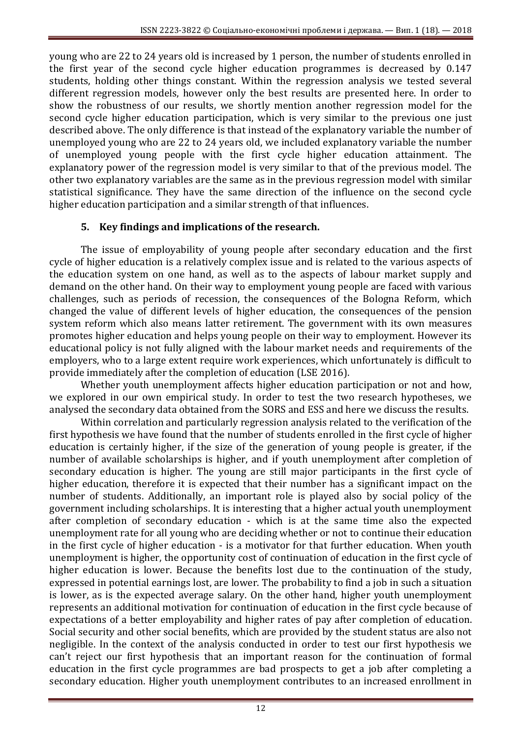young who are 22 to 24 years old is increased by 1 person, the number of students enrolled in the first year of the second cycle higher education programmes is decreased by 0.147 students, holding other things constant. Within the regression analysis we tested several different regression models, however only the best results are presented here. In order to show the robustness of our results, we shortly mention another regression model for the second cycle higher education participation, which is very similar to the previous one just described above. The only difference is that instead of the explanatory variable the number of unemployed young who are 22 to 24 years old, we included explanatory variable the number of unemployed young people with the first cycle higher education attainment. The explanatory power of the regression model is very similar to that of the previous model. The other two explanatory variables are the same as in the previous regression model with similar statistical significance. They have the same direction of the influence on the second cycle higher education participation and a similar strength of that influences.

## 5. Key findings and implications of the research.

The issue of employability of young people after secondary education and the first cycle of higher education is a relatively complex issue and is related to the various aspects of the education system on one hand, as well as to the aspects of labour market supply and demand on the other hand. On their way to employment young people are faced with various challenges, such as periods of recession, the consequences of the Bologna Reform, which changed the value of different levels of higher education, the consequences of the pension system reform which also means latter retirement. The government with its own measures promotes higher education and helps young people on their way to employment. However its educational policy is not fully aligned with the labour market needs and requirements of the employers, who to a large extent require work experiences, which unfortunately is difficult to provide immediately after the completion of education (LSE 2016).

Whether youth unemployment affects higher education participation or not and how, we explored in our own empirical study. In order to test the two research hypotheses, we analysed the secondary data obtained from the SORS and ESS and here we discuss the results.

Within correlation and particularly regression analysis related to the verification of the first hypothesis we have found that the number of students enrolled in the first cycle of higher education is certainly higher, if the size of the generation of young people is greater, if the number of available scholarships is higher, and if youth unemployment after completion of secondary education is higher. The young are still major participants in the first cycle of higher education, therefore it is expected that their number has a significant impact on the number of students. Additionally, an important role is played also by social policy of the government including scholarships. It is interesting that a higher actual youth unemployment after completion of secondary education - which is at the same time also the expected unemployment rate for all young who are deciding whether or not to continue their education in the first cycle of higher education - is a motivator for that further education. When youth unemployment is higher, the opportunity cost of continuation of education in the first cycle of higher education is lower. Because the benefits lost due to the continuation of the study, expressed in potential earnings lost, are lower. The probability to find a job in such a situation is lower, as is the expected average salary. On the other hand, higher youth unemployment represents an additional motivation for continuation of education in the first cycle because of expectations of a better employability and higher rates of pay after completion of education. Social security and other social benefits, which are provided by the student status are also not negligible. In the context of the analysis conducted in order to test our first hypothesis we can't reject our first hypothesis that an important reason for the continuation of formal education in the first cycle programmes are bad prospects to get a job after completing a secondary education. Higher youth unemployment contributes to an increased enrollment in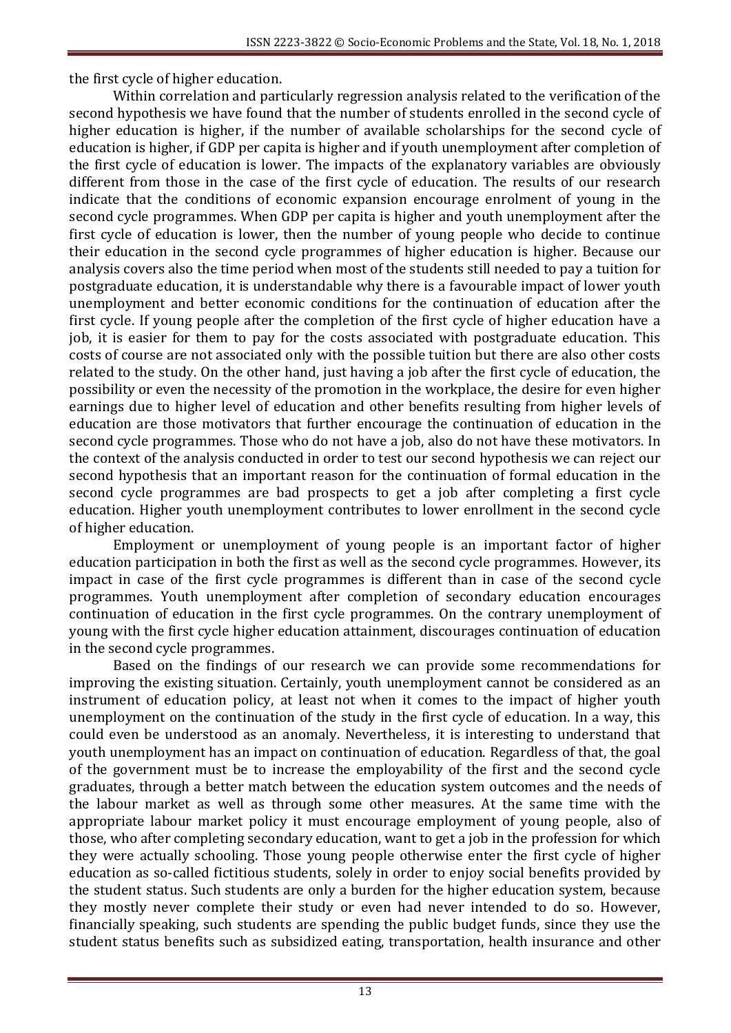the first cycle of higher education.

Within correlation and particularly regression analysis related to the verification of the second hypothesis we have found that the number of students enrolled in the second cycle of higher education is higher, if the number of available scholarships for the second cycle of education is higher, if GDP per capita is higher and if youth unemployment after completion of the first cycle of education is lower. The impacts of the explanatory variables are obviously different from those in the case of the first cycle of education. The results of our research indicate that the conditions of economic expansion encourage enrolment of young in the second cycle programmes. When GDP per capita is higher and youth unemployment after the first cycle of education is lower, then the number of young people who decide to continue their education in the second cycle programmes of higher education is higher. Because our analysis covers also the time period when most of the students still needed to pay a tuition for postgraduate education, it is understandable why there is a favourable impact of lower youth unemployment and better economic conditions for the continuation of education after the first cycle. If young people after the completion of the first cycle of higher education have a job, it is easier for them to pay for the costs associated with postgraduate education. This costs of course are not associated only with the possible tuition but there are also other costs related to the study. On the other hand, just having a job after the first cycle of education, the possibility or even the necessity of the promotion in the workplace, the desire for even higher earnings due to higher level of education and other benefits resulting from higher levels of education are those motivators that further encourage the continuation of education in the second cycle programmes. Those who do not have a job, also do not have these motivators. In the context of the analysis conducted in order to test our second hypothesis we can reject our second hypothesis that an important reason for the continuation of formal education in the second cycle programmes are bad prospects to get a job after completing a first cycle education. Higher youth unemployment contributes to lower enrollment in the second cycle of higher education.

Employment or unemployment of young people is an important factor of higher education participation in both the first as well as the second cycle programmes. However, its impact in case of the first cycle programmes is different than in case of the second cycle programmes. Youth unemployment after completion of secondary education encourages continuation of education in the first cycle programmes. On the contrary unemployment of young with the first cycle higher education attainment, discourages continuation of education in the second cycle programmes.

Based on the findings of our research we can provide some recommendations for improving the existing situation. Certainly, youth unemployment cannot be considered as an instrument of education policy, at least not when it comes to the impact of higher youth unemployment on the continuation of the study in the first cycle of education. In a way, this could even be understood as an anomaly. Nevertheless, it is interesting to understand that youth unemployment has an impact on continuation of education. Regardless of that, the goal of the government must be to increase the employability of the first and the second cycle graduates, through a better match between the education system outcomes and the needs of the labour market as well as through some other measures. At the same time with the appropriate labour market policy it must encourage employment of young people, also of those, who after completing secondary education, want to get a job in the profession for which they were actually schooling. Those young people otherwise enter the first cycle of higher education as so-called fictitious students, solely in order to enjoy social benefits provided by the student status. Such students are only a burden for the higher education system, because they mostly never complete their study or even had never intended to do so. However, financially speaking, such students are spending the public budget funds, since they use the student status benefits such as subsidized eating, transportation, health insurance and other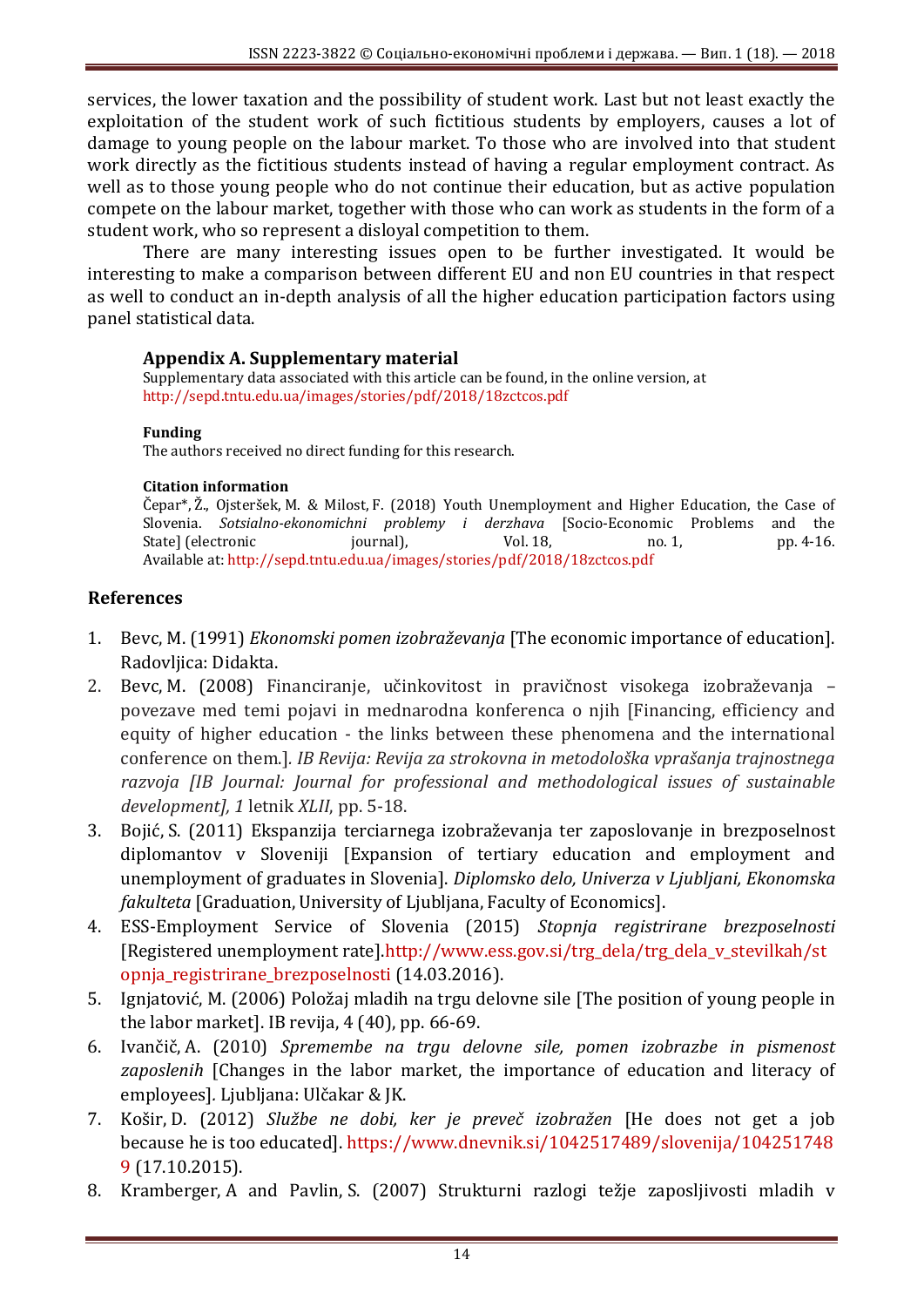services, the lower taxation and the possibility of student work. Last but not least exactly the exploitation of the student work of such fictitious students by employers, causes a lot of damage to young people on the labour market. To those who are involved into that student work directly as the fictitious students instead of having a regular employment contract. As well as to those young people who do not continue their education, but as active population compete on the labour market, together with those who can work as students in the form of a student work, who so represent a disloyal competition to them.

There are many interesting issues open to be further investigated. It would be interesting to make a comparison between different EU and non EU countries in that respect as well to conduct an in-depth analysis of all the higher education participation factors using panel statistical data.

### Appendix A. Supplementary material

Supplementary data associated with this article can be found, in the online version, at http://sepd.tntu.edu.ua/images/stories/pdf/2018/18zctcos.pdf

**Funding**

The authors received no direct funding for this research.

**Citation information**

Čepar*, Ž., Ojsteršek, M. & Milost, F. (2018) Youth Unemployment and Higher Education, the Case of Slovenia. *Sotsialno-ekonomichni problemy i derzhava* [Socio-Economic Problems and the State] (electronic journal), Vol. 18, no. 1, pp. 4-16. Available at: http://sepd.tntu.edu.ua/images/stories/pdf/2018/18zctcos.pdf

## References

1. Bevc, M. (1991) *Ekonomski pomen izobraževanja* [The economic importance of education]. Radovljica: Didakta.
2. Bevc, M. (2008) Financiranje, učinkovitost in pravičnost visokega izobraževanja – povezave med temi pojavi in mednarodna konferenca o njih [Financing, efficiency and equity of higher education - the links between these phenomena and the international conference on them.]. *IB Revija: Revija za strokovna in metodološka vprašanja trajnostnega razvoja [IB Journal: Journal for professional and methodological issues of sustainable development], 1* letnik *XLII*, pp. 5-18.
3. Bojić, S. (2011) Ekspanzija terciarnega izobraževanja ter zaposlovanje in brezposelnost diplomantov v Sloveniji [Expansion of tertiary education and employment and unemployment of graduates in Slovenia]. *Diplomsko delo, Univerza v Ljubljani, Ekonomska fakulteta* [Graduation, University of Ljubljana, Faculty of Economics].
4. ESS-Employment Service of Slovenia (2015) *Stopnja registrirane brezposelnosti* [Registered unemployment rate].http://www.ess.gov.si/trg_dela/trg_dela_v_stevilkah/stopnja_registrirane_brezposelnosti (14.03.2016).
5. Ignjatović, M. (2006) Položaj mladih na trgu delovne sile [The position of young people in the labor market]. IB revija, 4 (40), pp. 66-69.
6. Ivančič, A. (2010) *Spremembe na trgu delovne sile, pomen izobrazbe in pismenost zaposlenih* [Changes in the labor market, the importance of education and literacy of employees]. Ljubljana: Ulčakar & JK.
7. Košir, D. (2012) *Službe ne dobi, ker je preveč izobražen* [He does not get a job because he is too educated]. https://www.dnevnik.si/1042517489/slovenija/1042517489 (17.10.2015).
8. Kramberger, A and Pavlin, S. (2007) Strukturni razlogi težje zaposljivosti mladih v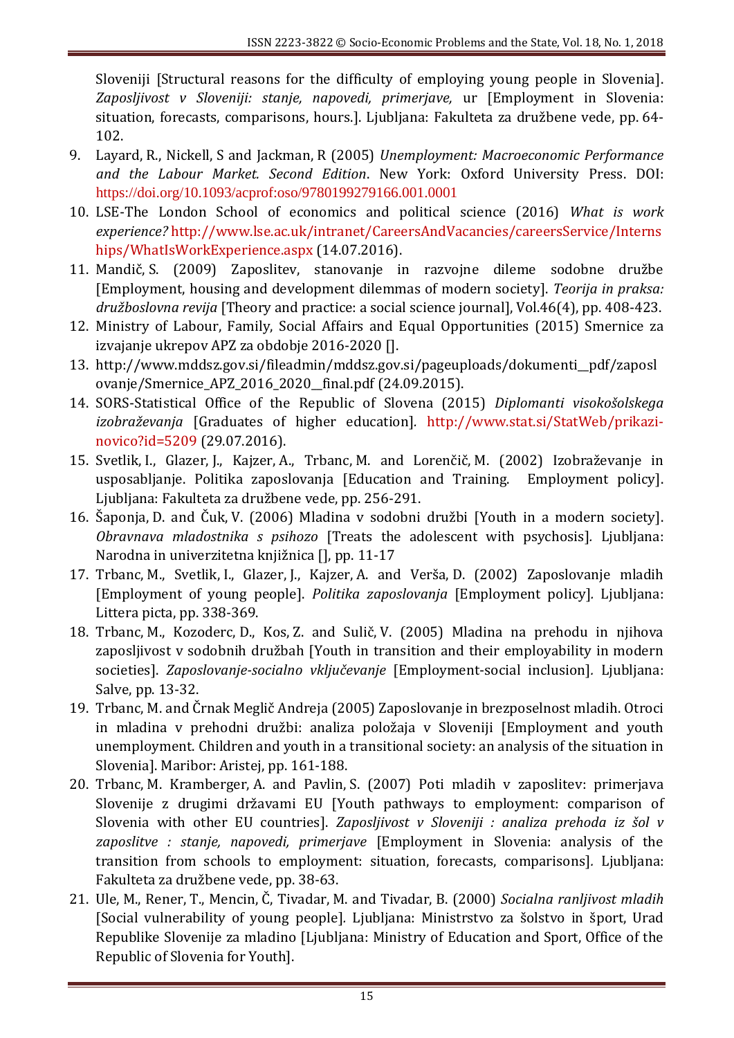Sloveniji [Structural reasons for the difficulty of employing young people in Slovenia]. *Zaposljivost v Sloveniji: stanje, napovedi, primerjave,* ur [Employment in Slovenia: situation, forecasts, comparisons, hours.]. Ljubljana: Fakulteta za družbene vede, pp. 64-102.

9. Layard, R., Nickell, S and Jackman, R (2005) *Unemployment: Macroeconomic Performance and the Labour Market. Second Edition*. New York: Oxford University Press. DOI: https://doi.org/10.1093/acprof:oso/9780199279166.001.0001
10. LSE-The London School of economics and political science (2016) *What is work experience?* http://www.lse.ac.uk/intranet/CareersAndVacancies/careersService/Internships/WhatIsWorkExperience.aspx (14.07.2016).
11. Mandič, S. (2009) Zaposlitev, stanovanje in razvojne dileme sodobne družbe [Employment, housing and development dilemmas of modern society]. *Teorija in praksa: družboslovna revija* [Theory and practice: a social science journal], Vol.46(4), pp. 408-423.
12. Ministry of Labour, Family, Social Affairs and Equal Opportunities (2015) Smernice za izvajanje ukrepov APZ za obdobje 2016-2020 [].
13. http://www.mddsz.gov.si/fileadmin/mddsz.gov.si/pageuploads/dokumenti__pdf/zaposlovanje/Smernice_APZ_2016_2020__final.pdf (24.09.2015).
14. SORS-Statistical Office of the Republic of Slovena (2015) *Diplomanti visokošolskega izobraževanja* [Graduates of higher education]. http://www.stat.si/StatWeb/prikazi-novico?id=5209 (29.07.2016).
15. Svetlik, I., Glazer, J., Kajzer, A., Trbanc, M. and Lorenčič, M. (2002) Izobraževanje in usposabljanje. Politika zaposlovanja [Education and Training. Employment policy]. Ljubljana: Fakulteta za družbene vede, pp. 256-291.
16. Šaponja, D. and Čuk, V. (2006) Mladina v sodobni družbi [Youth in a modern society]. *Obravnava mladostnika s psihozo* [Treats the adolescent with psychosis]. Ljubljana: Narodna in univerzitetna knjižnica [], pp. 11-17
17. Trbanc, M., Svetlik, I., Glazer, J., Kajzer, A. and Verša, D. (2002) Zaposlovanje mladih [Employment of young people]. *Politika zaposlovanja* [Employment policy]. Ljubljana: Littera picta, pp. 338-369.
18. Trbanc, M., Kozoderc, D., Kos, Z. and Sulič, V. (2005) Mladina na prehodu in njihova zaposljivost v sodobnih družbah [Youth in transition and their employability in modern societies]. *Zaposlovanje-socialno vključevanje* [Employment-social inclusion]. Ljubljana: Salve, pp. 13-32.
19. Trbanc, M. and Črnak Meglič Andreja (2005) Zaposlovanje in brezposelnost mladih. Otroci in mladina v prehodni družbi: analiza položaja v Sloveniji [Employment and youth unemployment. Children and youth in a transitional society: an analysis of the situation in Slovenia]. Maribor: Aristej, pp. 161-188.
20. Trbanc, M. Kramberger, A. and Pavlin, S. (2007) Poti mladih v zaposlitev: primerjava Slovenije z drugimi državami EU [Youth pathways to employment: comparison of Slovenia with other EU countries]. *Zaposljivost v Sloveniji : analiza prehoda iz šol v zaposlitve : stanje, napovedi, primerjave* [Employment in Slovenia: analysis of the transition from schools to employment: situation, forecasts, comparisons]. Ljubljana: Fakulteta za družbene vede, pp. 38-63.
21. Ule, M., Rener, T., Mencin, Č, Tivadar, M. and Tivadar, B. (2000) *Socialna ranljivost mladih* [Social vulnerability of young people]. Ljubljana: Ministrstvo za šolstvo in šport, Urad Republike Slovenije za mladino [Ljubljana: Ministry of Education and Sport, Office of the Republic of Slovenia for Youth].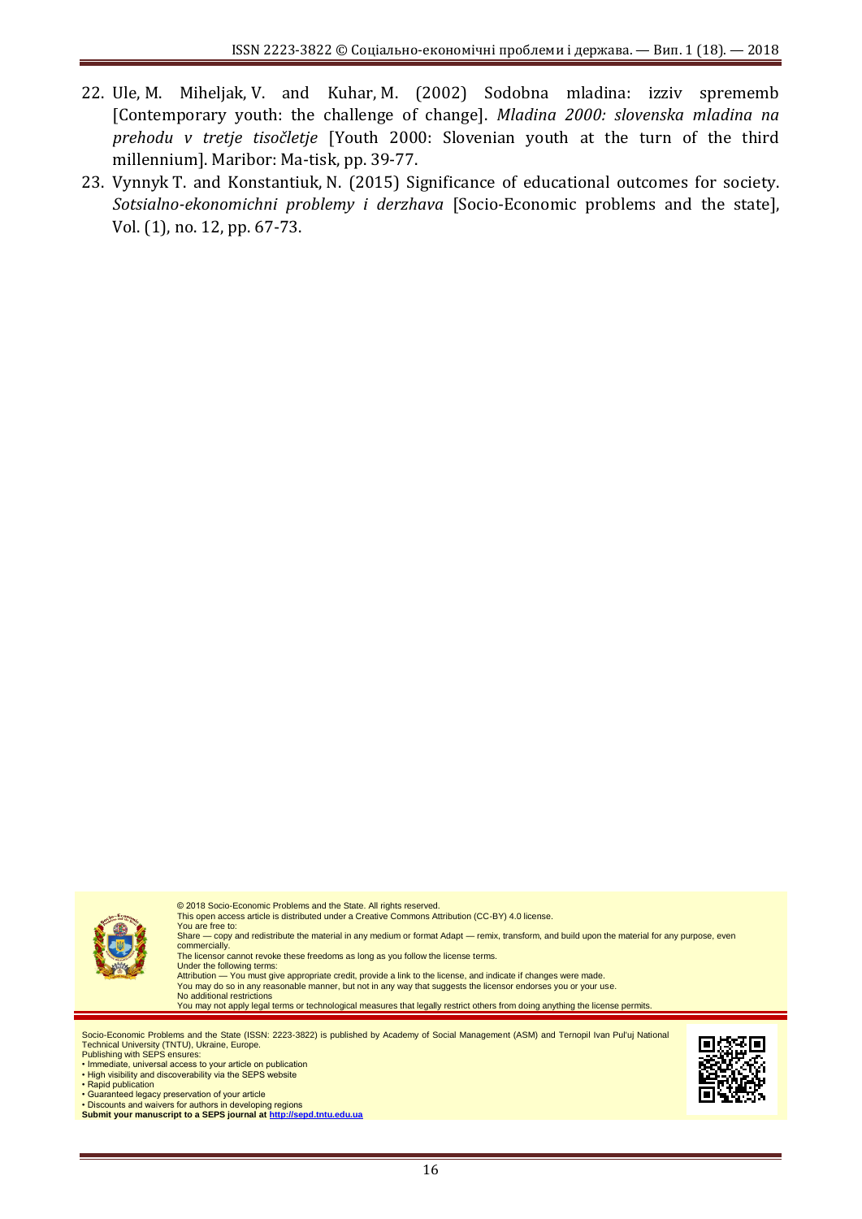22. Ule, M. Miheljak, V. and Kuhar, M. (2002) Sodobna mladina: izziv sprememb [Contemporary youth: the challenge of change]. *Mladina 2000: slovenska mladina na prehodu v tretje tisočletje* [Youth 2000: Slovenian youth at the turn of the third millennium]. Maribor: Ma-tisk, pp. 39-77.
23. Vynnyk T. and Konstantiuk, N. (2015) Significance of educational outcomes for society. *Sotsialno-ekonomichni problemy i derzhava* [Socio-Economic problems and the state], Vol. (1), no. 12, pp. 67-73.

© 2018 Socio-Economic Problems and the State. All rights reserved.
This open access article is distributed under a Creative Commons Attribution (CC-BY) 4.0 license.
You are free to:
Share — copy and redistribute the material in any medium or format Adapt — remix, transform, and build upon the material for any purpose, even commercially.
The licensor cannot revoke these freedoms as long as you follow the license terms.
Under the following terms:
Attribution — You must give appropriate credit, provide a link to the license, and indicate if changes were made.
You may do so in any reasonable manner, but not in any way that suggests the licensor endorses you or your use.
No additional restrictions
You may not apply legal terms or technological measures that legally restrict others from doing anything the license permits.

Socio-Economic Problems and the State (ISSN: 2223-3822) is published by Academy of Social Management (ASM) and Ternopil Ivan Pul'uj National Technical University (TNTU), Ukraine, Europe.
Publishing with SEPS ensures:
- Immediate, universal access to your article on publication
- High visibility and discoverability via the SEPS website
- Rapid publication
- Guaranteed legacy preservation of your article
- Discounts and waivers for authors in developing regions

**Submit your manuscript to a SEPS journal at http://sepd.tntu.edu.ua**